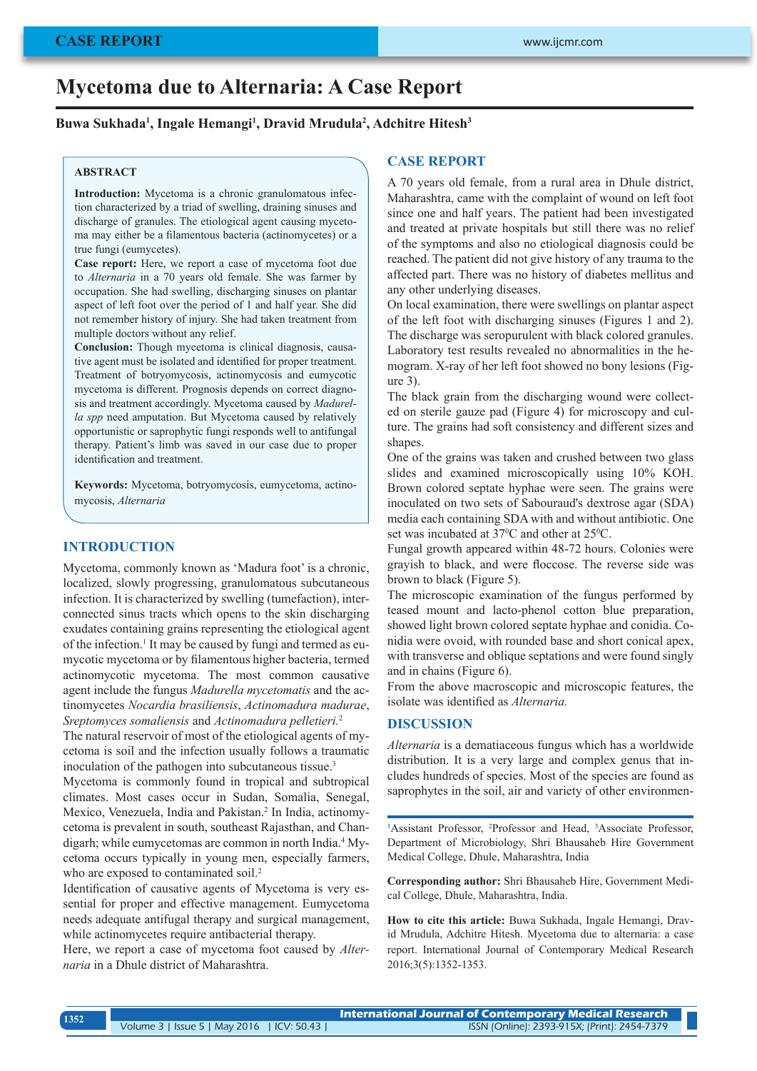# Mycetoma due to Alternaria: A Case Report

**Buwa Sukhada[1], Ingale Hemangi[1], Dravid Mrudula[2], Adchitre Hitesh[3]**

### ABSTRACT

**Introduction:** Mycetoma is a chronic granulomatous infection characterized by a triad of swelling, draining sinuses and discharge of granules. The etiological agent causing mycetoma may either be a filamentous bacteria (actinomycetes) or a true fungi (eumycetes).

**Case report:** Here, we report a case of mycetoma foot due to *Alternaria* in a 70 years old female. She was farmer by occupation. She had swelling, discharging sinuses on plantar aspect of left foot over the period of 1 and half year. She did not remember history of injury. She had taken treatment from multiple doctors without any relief.

**Conclusion:** Though mycetoma is clinical diagnosis, causative agent must be isolated and identified for proper treatment. Treatment of botryomycosis, actinomycosis and eumycotic mycetoma is different. Prognosis depends on correct diagnosis and treatment accordingly. Mycetoma caused by *Madurella spp* need amputation. But Mycetoma caused by relatively opportunistic or saprophytic fungi responds well to antifungal therapy. Patient's limb was saved in our case due to proper identification and treatment.

**Keywords:** Mycetoma, botryomycosis, eumycetoma, actinomycosis, *Alternaria*

## INTRODUCTION

Mycetoma, commonly known as 'Madura foot' is a chronic, localized, slowly progressing, granulomatous subcutaneous infection. It is characterized by swelling (tumefaction), interconnected sinus tracts which opens to the skin discharging exudates containing grains representing the etiological agent of the infection.[1] It may be caused by fungi and termed as eumycotic mycetoma or by filamentous higher bacteria, termed actinomycotic mycetoma. The most common causative agent include the fungus *Madurella mycetomatis* and the actinomycetes *Nocardia brasiliensis*, *Actinomadura madurae*, *Sreptomyces somaliensis* and *Actinomadura pelletieri.*[2]

The natural reservoir of most of the etiological agents of mycetoma is soil and the infection usually follows a traumatic inoculation of the pathogen into subcutaneous tissue.[3]

Mycetoma is commonly found in tropical and subtropical climates. Most cases occur in Sudan, Somalia, Senegal, Mexico, Venezuela, India and Pakistan.[2] In India, actinomycetoma is prevalent in south, southeast Rajasthan, and Chandigarh; while eumycetomas are common in north India.[4] Mycetoma occurs typically in young men, especially farmers, who are exposed to contaminated soil.[2]

Identification of causative agents of Mycetoma is very essential for proper and effective management. Eumycetoma needs adequate antifugal therapy and surgical management, while actinomycetes require antibacterial therapy.

Here, we report a case of mycetoma foot caused by *Alternaria* in a Dhule district of Maharashtra.

## CASE REPORT

A 70 years old female, from a rural area in Dhule district, Maharashtra, came with the complaint of wound on left foot since one and half years. The patient had been investigated and treated at private hospitals but still there was no relief of the symptoms and also no etiological diagnosis could be reached. The patient did not give history of any trauma to the affected part. There was no history of diabetes mellitus and any other underlying diseases.

On local examination, there were swellings on plantar aspect of the left foot with discharging sinuses (Figures 1 and 2). The discharge was seropurulent with black colored granules. Laboratory test results revealed no abnormalities in the hemogram. X-ray of her left foot showed no bony lesions (Figure 3).

The black grain from the discharging wound were collected on sterile gauze pad (Figure 4) for microscopy and culture. The grains had soft consistency and different sizes and shapes.

One of the grains was taken and crushed between two glass slides and examined microscopically using 10% KOH. Brown colored septate hyphae were seen. The grains were inoculated on two sets of Sabouraud's dextrose agar (SDA) media each containing SDA with and without antibiotic. One set was incubated at 37$^0$C and other at 25$^0$C.

Fungal growth appeared within 48-72 hours. Colonies were grayish to black, and were floccose. The reverse side was brown to black (Figure 5).

The microscopic examination of the fungus performed by teased mount and lacto-phenol cotton blue preparation, showed light brown colored septate hyphae and conidia. Conidia were ovoid, with rounded base and short conical apex, with transverse and oblique septations and were found singly and in chains (Figure 6).

From the above macroscopic and microscopic features, the isolate was identified as *Alternaria.*

## DISCUSSION

*Alternaria* is a dematiaceous fungus which has a worldwide distribution. It is a very large and complex genus that includes hundreds of species. Most of the species are found as saprophytes in the soil, air and variety of other environmen-

---

[1]Assistant Professor, [2]Professor and Head, [3]Associate Professor, Department of Microbiology, Shri Bhausaheb Hire Government Medical College, Dhule, Maharashtra, India

**Corresponding author:** Shri Bhausaheb Hire, Government Medical College, Dhule, Maharashtra, India.

**How to cite this article:** Buwa Sukhada, Ingale Hemangi, Dravid Mrudula, Adchitre Hitesh. Mycetoma due to alternaria: a case report. International Journal of Contemporary Medical Research 2016;3(5):1352-1353.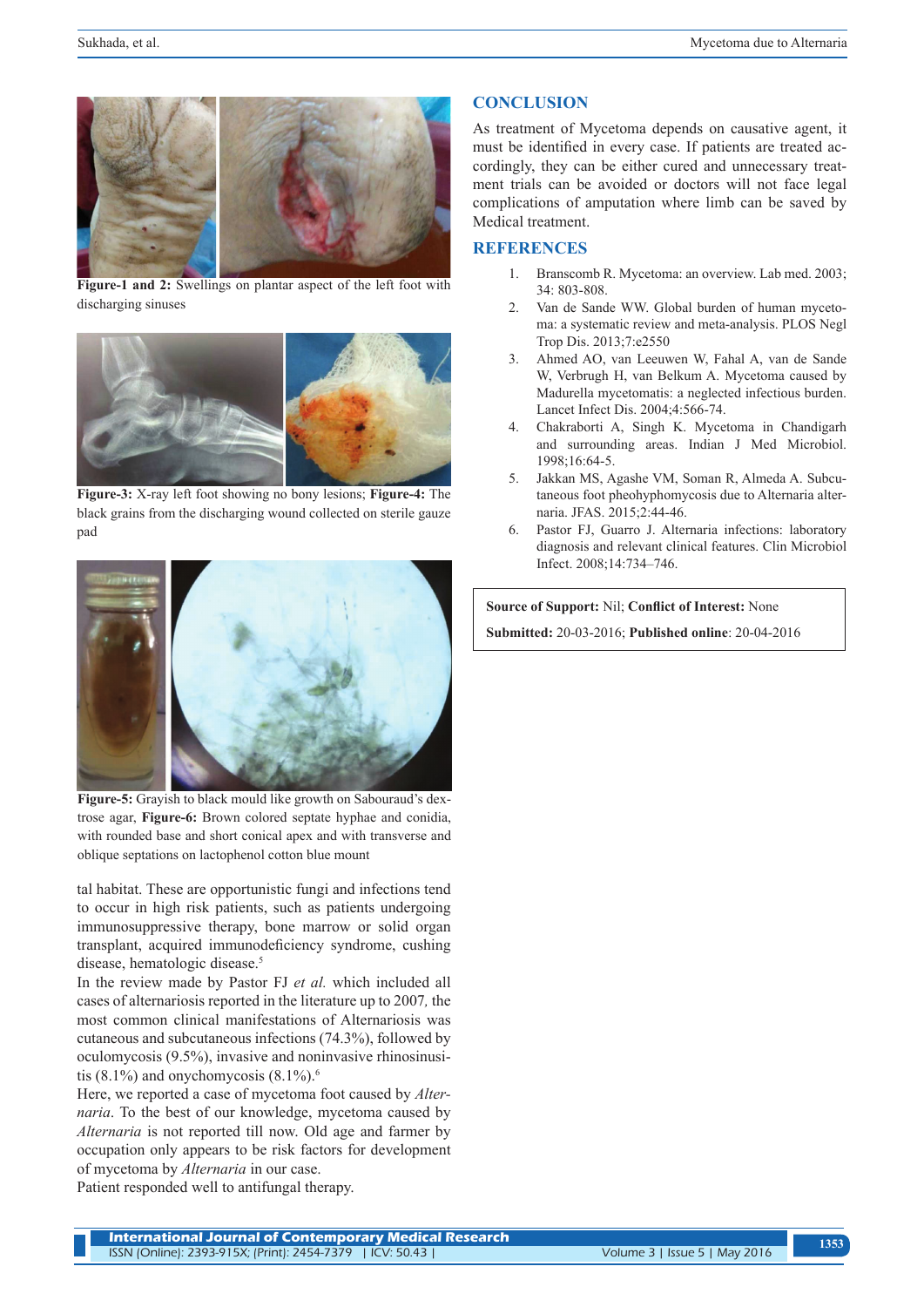Figure-1 and 2: Swellings on plantar aspect of the left foot with discharging sinuses

Figure-3: X-ray left foot showing no bony lesions; Figure-4: The black grains from the discharging wound collected on sterile gauze pad

Figure-5: Grayish to black mould like growth on Sabouraud's dextrose agar, Figure-6: Brown colored septate hyphae and conidia, with rounded base and short conical apex and with transverse and oblique septations on lactophenol cotton blue mount

tal habitat. These are opportunistic fungi and infections tend to occur in high risk patients, such as patients undergoing immunosuppressive therapy, bone marrow or solid organ transplant, acquired immunodeficiency syndrome, cushing disease, hematologic disease.[5]

In the review made by Pastor FJ *et al.* which included all cases of alternariosis reported in the literature up to 2007, the most common clinical manifestations of Alternariosis was cutaneous and subcutaneous infections (74.3%), followed by oculomycosis (9.5%), invasive and noninvasive rhinosinusitis (8.1%) and onychomycosis (8.1%).[6]

Here, we reported a case of mycetoma foot caused by *Alternaria*. To the best of our knowledge, mycetoma caused by *Alternaria* is not reported till now. Old age and farmer by occupation only appears to be risk factors for development of mycetoma by *Alternaria* in our case.

Patient responded well to antifungal therapy.

## CONCLUSION

As treatment of Mycetoma depends on causative agent, it must be identified in every case. If patients are treated accordingly, they can be either cured and unnecessary treatment trials can be avoided or doctors will not face legal complications of amputation where limb can be saved by Medical treatment.

## REFERENCES

1. Branscomb R. Mycetoma: an overview. Lab med. 2003; 34: 803-808.
2. Van de Sande WW. Global burden of human mycetoma: a systematic review and meta-analysis. PLOS Negl Trop Dis. 2013;7:e2550
3. Ahmed AO, van Leeuwen W, Fahal A, van de Sande W, Verbrugh H, van Belkum A. Mycetoma caused by Madurella mycetomatis: a neglected infectious burden. Lancet Infect Dis. 2004;4:566-74.
4. Chakraborti A, Singh K. Mycetoma in Chandigarh and surrounding areas. Indian J Med Microbiol. 1998;16:64-5.
5. Jakkan MS, Agashe VM, Soman R, Almeda A. Subcutaneous foot pheohyphomycosis due to Alternaria alternaria. JFAS. 2015;2:44-46.
6. Pastor FJ, Guarro J. Alternaria infections: laboratory diagnosis and relevant clinical features. Clin Microbiol Infect. 2008;14:734–746.

**Source of Support:** Nil; **Conflict of Interest:** None

**Submitted:** 20-03-2016; **Published online**: 20-04-2016